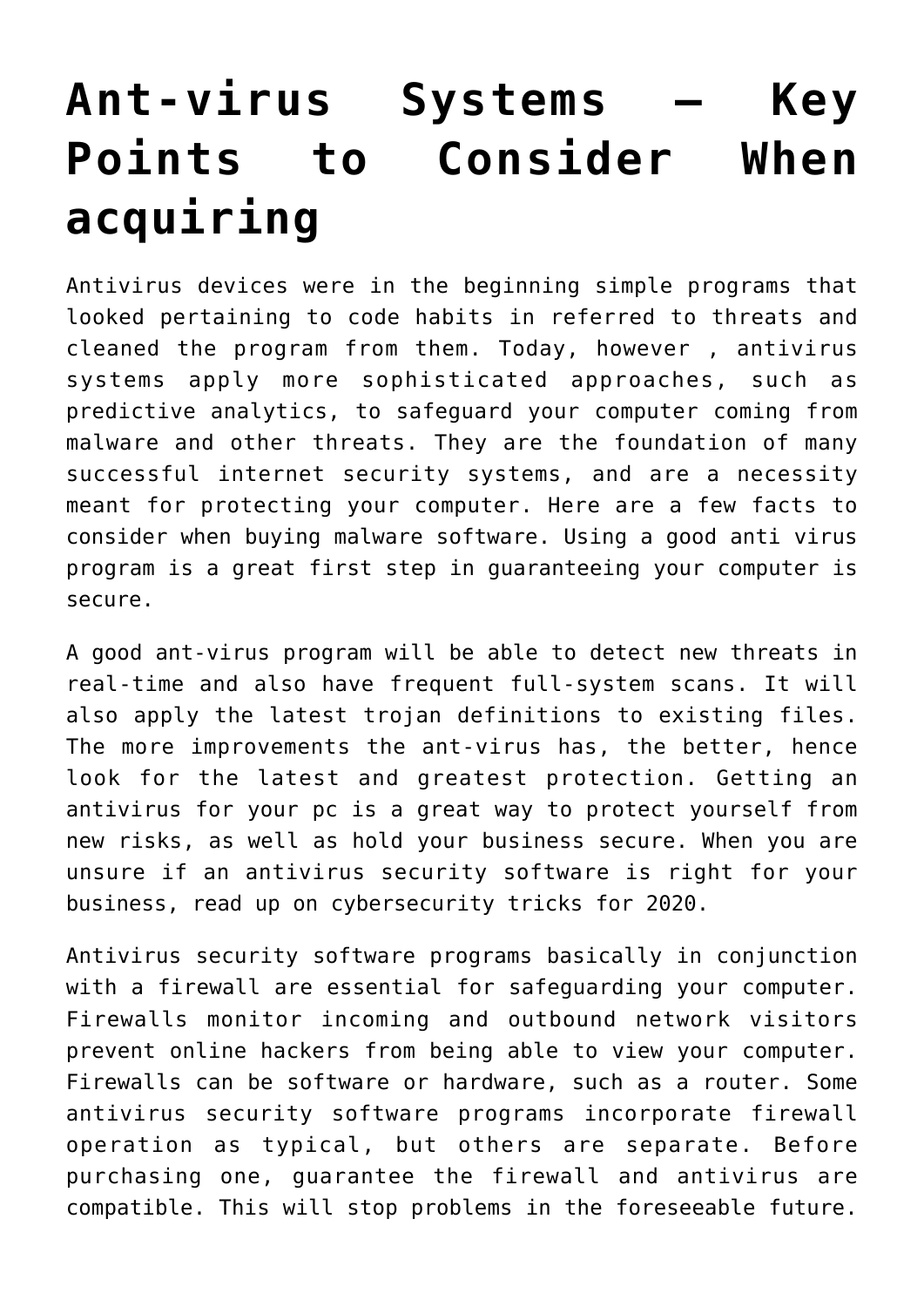# Ant-virus Systems – Key Points to Consider When acquiring

Antivirus devices were in the beginning simple programs that looked pertaining to code habits in referred to threats and cleaned the program from them. Today, however , antivirus systems apply more sophisticated approaches, such as predictive analytics, to safeguard your computer coming from malware and other threats. They are the foundation of many successful internet security systems, and are a necessity meant for protecting your computer. Here are a few facts to consider when buying malware software. Using a good anti virus program is a great first step in guaranteeing your computer is secure.

A good ant-virus program will be able to detect new threats in real-time and also have frequent full-system scans. It will also apply the latest trojan definitions to existing files. The more improvements the ant-virus has, the better, hence look for the latest and greatest protection. Getting an antivirus for your pc is a great way to protect yourself from new risks, as well as hold your business secure. When you are unsure if an antivirus security software is right for your business, read up on cybersecurity tricks for 2020.

Antivirus security software programs basically in conjunction with a firewall are essential for safeguarding your computer. Firewalls monitor incoming and outbound network visitors prevent online hackers from being able to view your computer. Firewalls can be software or hardware, such as a router. Some antivirus security software programs incorporate firewall operation as typical, but others are separate. Before purchasing one, guarantee the firewall and antivirus are compatible. This will stop problems in the foreseeable future.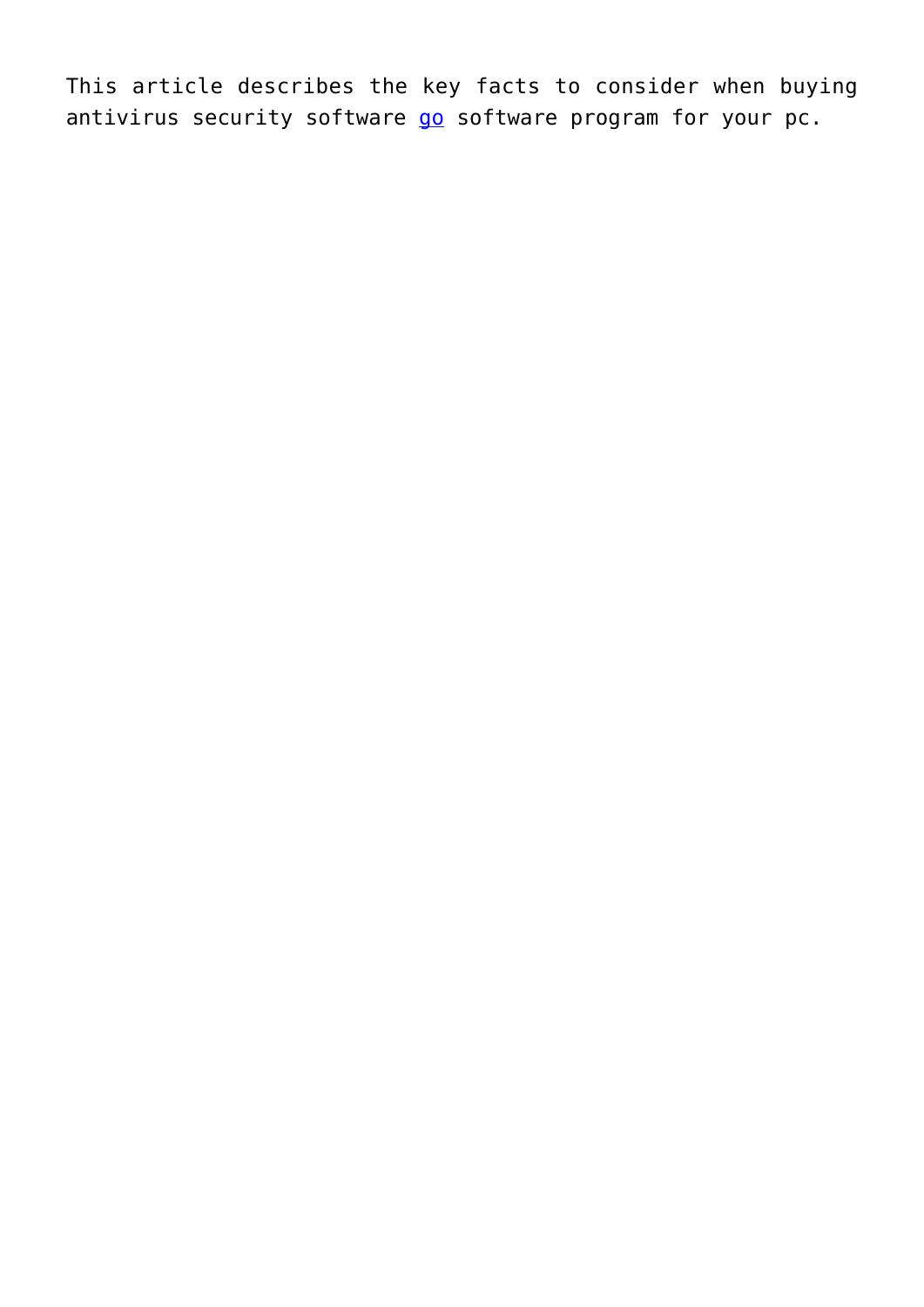This article describes the key facts to consider when buying antivirus security software go software program for your pc.